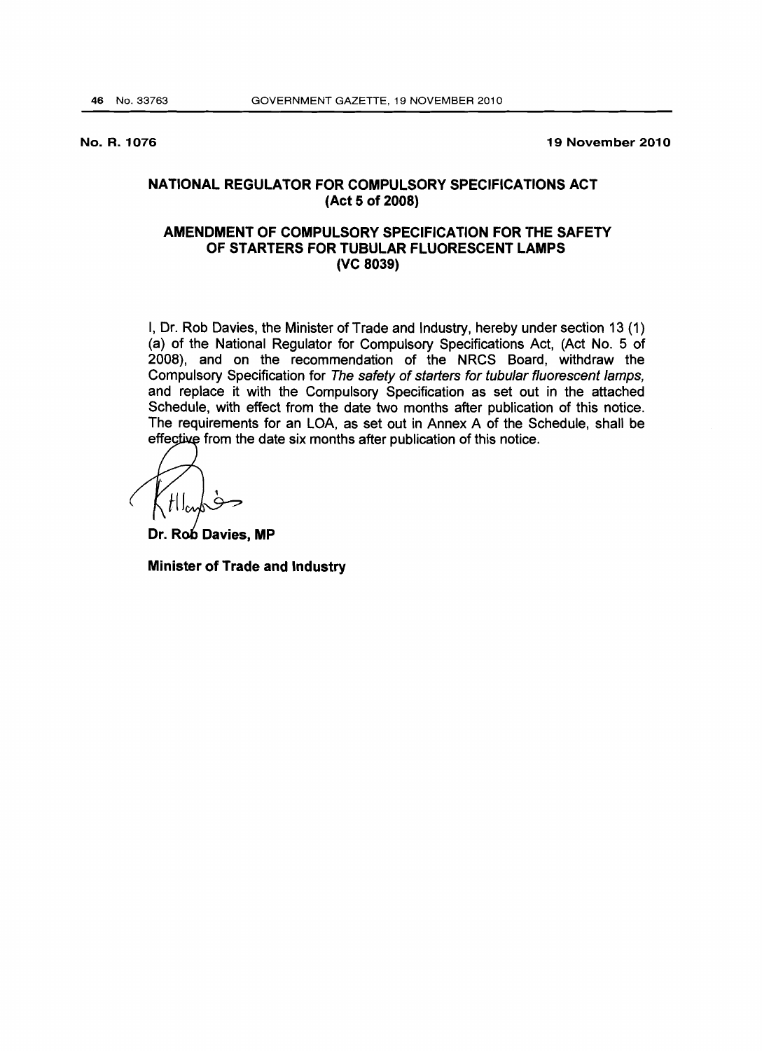**No. R. 1076** **19 November 2010**

## NATIONAL REGULATOR FOR COMPULSORY SPECIFICATIONS ACT (Act 5 of 2008)

## AMENDMENT OF COMPULSORY SPECIFICATION FOR THE SAFETY OF STARTERS FOR TUBULAR FLUORESCENT LAMPS (VC 8039)

I, Dr. Rob Davies, the Minister of Trade and Industry, hereby under section 13 (1) (a) of the National Regulator for Compulsory Specifications Act, (Act No. 5 of 2008), and on the recommendation of the NRCS Board, withdraw the Compulsory Specification for *The safety of starters for tubular fluorescent lamps,* and replace it with the Compulsory Specification as set out in the attached Schedule, with effect from the date two months after publication of this notice. The requirements for an LOA, as set out in Annex A of the Schedule, shall be effective from the date six months after publication of this notice.

**Dr. Rob Davies, MP**

**Minister of Trade and Industry**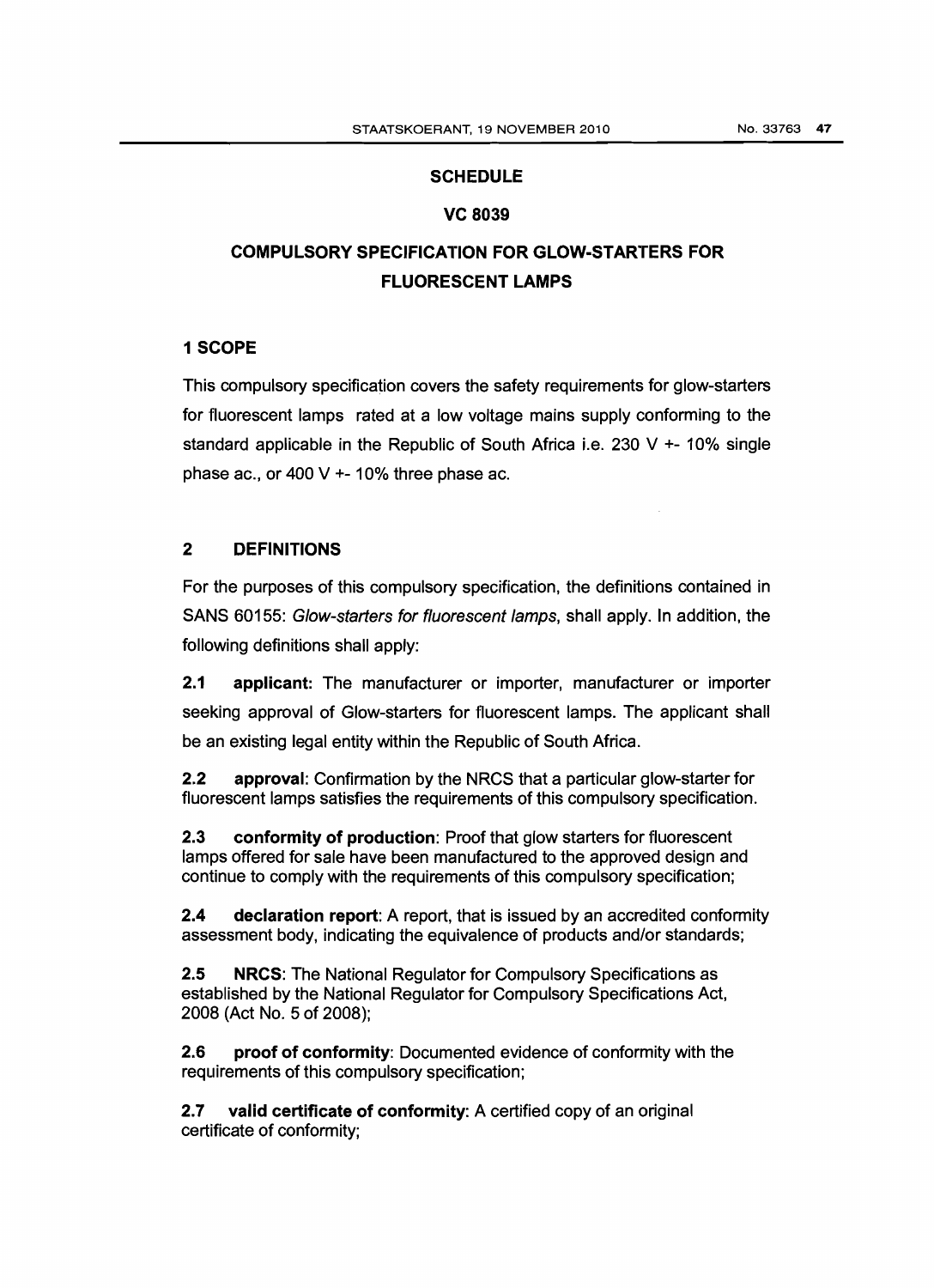## SCHEDULE

## VC 8039

## COMPULSORY SPECIFICATION FOR GLOW-STARTERS FOR FLUORESCENT LAMPS

### 1 SCOPE

This compulsory specification covers the safety requirements for glow-starters for fluorescent lamps rated at a low voltage mains supply conforming to the standard applicable in the Republic of South Africa i.e. 230 V +- 10% single phase ac., or 400 V +- 10% three phase ac.

### 2 DEFINITIONS

For the purposes of this compulsory specification, the definitions contained in SANS 60155: *Glow-starters for fluorescent lamps*, shall apply. In addition, the following definitions shall apply:

**2.1 applicant:** The manufacturer or importer, manufacturer or importer seeking approval of Glow-starters for fluorescent lamps. The applicant shall be an existing legal entity within the Republic of South Africa.

**2.2 approval**: Confirmation by the NRCS that a particular glow-starter for fluorescent lamps satisfies the requirements of this compulsory specification.

**2.3 conformity of production**: Proof that glow starters for fluorescent lamps offered for sale have been manufactured to the approved design and continue to comply with the requirements of this compulsory specification;

**2.4 declaration report**: A report, that is issued by an accredited conformity assessment body, indicating the equivalence of products and/or standards;

**2.5 NRCS**: The National Regulator for Compulsory Specifications as established by the National Regulator for Compulsory Specifications Act, 2008 (Act No. 5 of 2008);

**2.6 proof of conformity**: Documented evidence of conformity with the requirements of this compulsory specification;

**2.7 valid certificate of conformity**: A certified copy of an original certificate of conformity;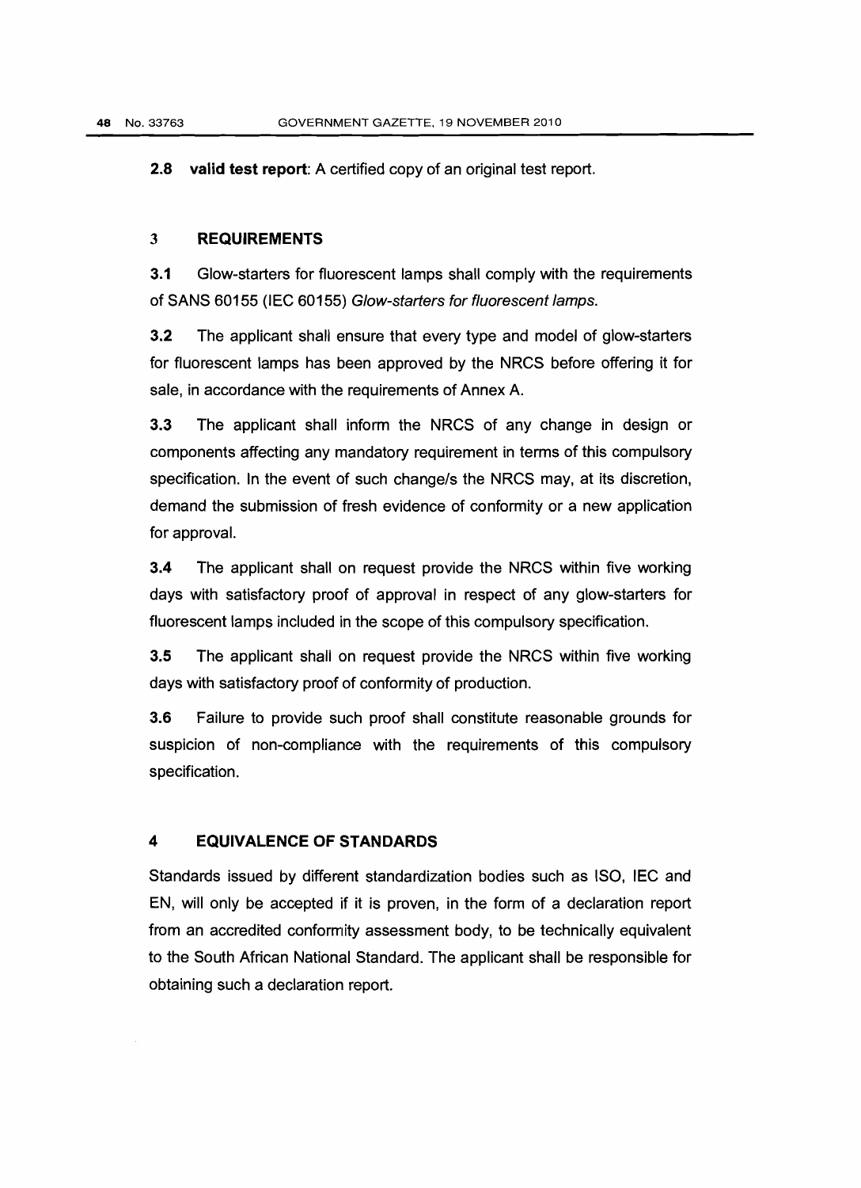**2.8 valid test report**: A certified copy of an original test report.

## 3 REQUIREMENTS

**3.1** Glow-starters for fluorescent lamps shall comply with the requirements of SANS 60155 (IEC 60155) *Glow-starters for fluorescent lamps.*

**3.2** The applicant shall ensure that every type and model of glow-starters for fluorescent lamps has been approved by the NRCS before offering it for sale, in accordance with the requirements of Annex A.

**3.3** The applicant shall inform the NRCS of any change in design or components affecting any mandatory requirement in terms of this compulsory specification. In the event of such change/s the NRCS may, at its discretion, demand the submission of fresh evidence of conformity or a new application for approval.

**3.4** The applicant shall on request provide the NRCS within five working days with satisfactory proof of approval in respect of any glow-starters for fluorescent lamps included in the scope of this compulsory specification.

**3.5** The applicant shall on request provide the NRCS within five working days with satisfactory proof of conformity of production.

**3.6** Failure to provide such proof shall constitute reasonable grounds for suspicion of non-compliance with the requirements of this compulsory specification.

## 4 EQUIVALENCE OF STANDARDS

Standards issued by different standardization bodies such as ISO, IEC and EN, will only be accepted if it is proven, in the form of a declaration report from an accredited conformity assessment body, to be technically equivalent to the South African National Standard. The applicant shall be responsible for obtaining such a declaration report.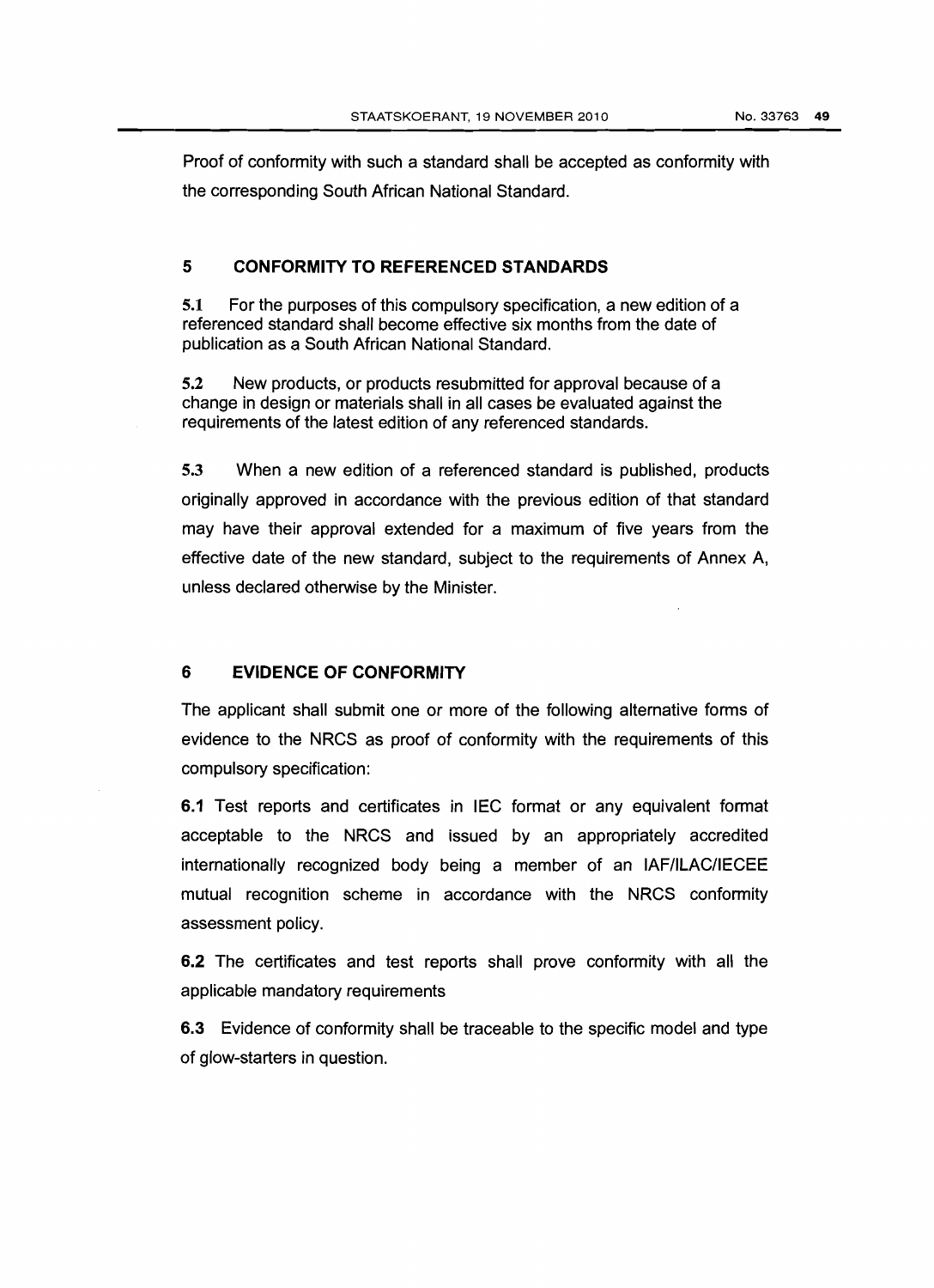Proof of conformity with such a standard shall be accepted as conformity with the corresponding South African National Standard.

## 5 CONFORMITY TO REFERENCED STANDARDS

**5.1** For the purposes of this compulsory specification, a new edition of a referenced standard shall become effective six months from the date of publication as a South African National Standard.

**5.2** New products, or products resubmitted for approval because of a change in design or materials shall in all cases be evaluated against the requirements of the latest edition of any referenced standards.

**5.3** When a new edition of a referenced standard is published, products originally approved in accordance with the previous edition of that standard may have their approval extended for a maximum of five years from the effective date of the new standard, subject to the requirements of Annex A, unless declared otherwise by the Minister.

## 6 EVIDENCE OF CONFORMITY

The applicant shall submit one or more of the following alternative forms of evidence to the NRCS as proof of conformity with the requirements of this compulsory specification:

**6.1** Test reports and certificates in IEC format or any equivalent format acceptable to the NRCS and issued by an appropriately accredited internationally recognized body being a member of an IAF/ILAC/IECEE mutual recognition scheme in accordance with the NRCS conformity assessment policy.

**6.2** The certificates and test reports shall prove conformity with all the applicable mandatory requirements

**6.3** Evidence of conformity shall be traceable to the specific model and type of glow-starters in question.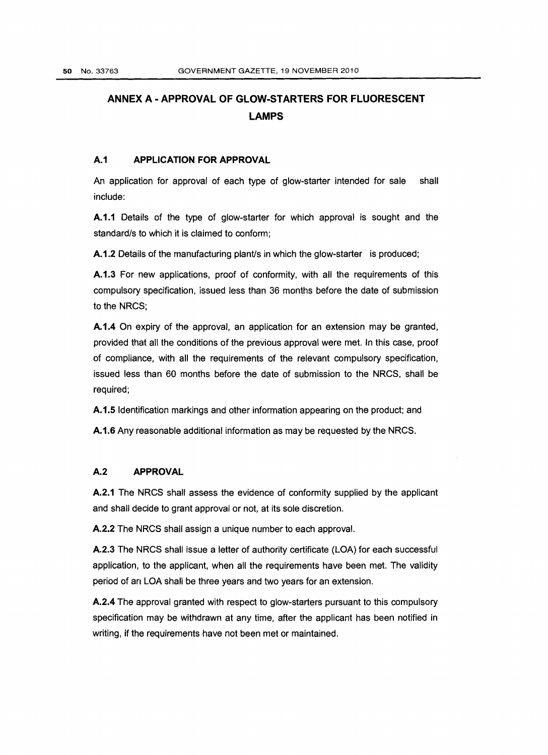# ANNEX A - APPROVAL OF GLOW-STARTERS FOR FLUORESCENT LAMPS

## A.1 APPLICATION FOR APPROVAL

An application for approval of each type of glow-starter intended for sale shall include:

**A.1.1** Details of the type of glow-starter for which approval is sought and the standard/s to which it is claimed to conform;

**A.1.2** Details of the manufacturing plant/s in which the glow-starter is produced;

**A.1.3** For new applications, proof of conformity, with all the requirements of this compulsory specification, issued less than 36 months before the date of submission to the NRCS;

**A.1.4** On expiry of the approval, an application for an extension may be granted, provided that all the conditions of the previous approval were met. In this case, proof of compliance, with all the requirements of the relevant compulsory specification, issued less than 60 months before the date of submission to the NRCS, shall be required;

**A.1.5** Identification markings and other information appearing on the product; and

**A.1.6** Any reasonable additional information as may be requested by the NRCS.

## A.2 APPROVAL

**A.2.1** The NRCS shall assess the evidence of conformity supplied by the applicant and shall decide to grant approval or not, at its sole discretion.

**A.2.2** The NRCS shall assign a unique number to each approval.

**A.2.3** The NRCS shall issue a letter of authority certificate (LOA) for each successful application, to the applicant, when all the requirements have been met. The validity period of an LOA shall be three years and two years for an extension.

**A.2.4** The approval granted with respect to glow-starters pursuant to this compulsory specification may be withdrawn at any time, after the applicant has been notified in writing, if the requirements have not been met or maintained.